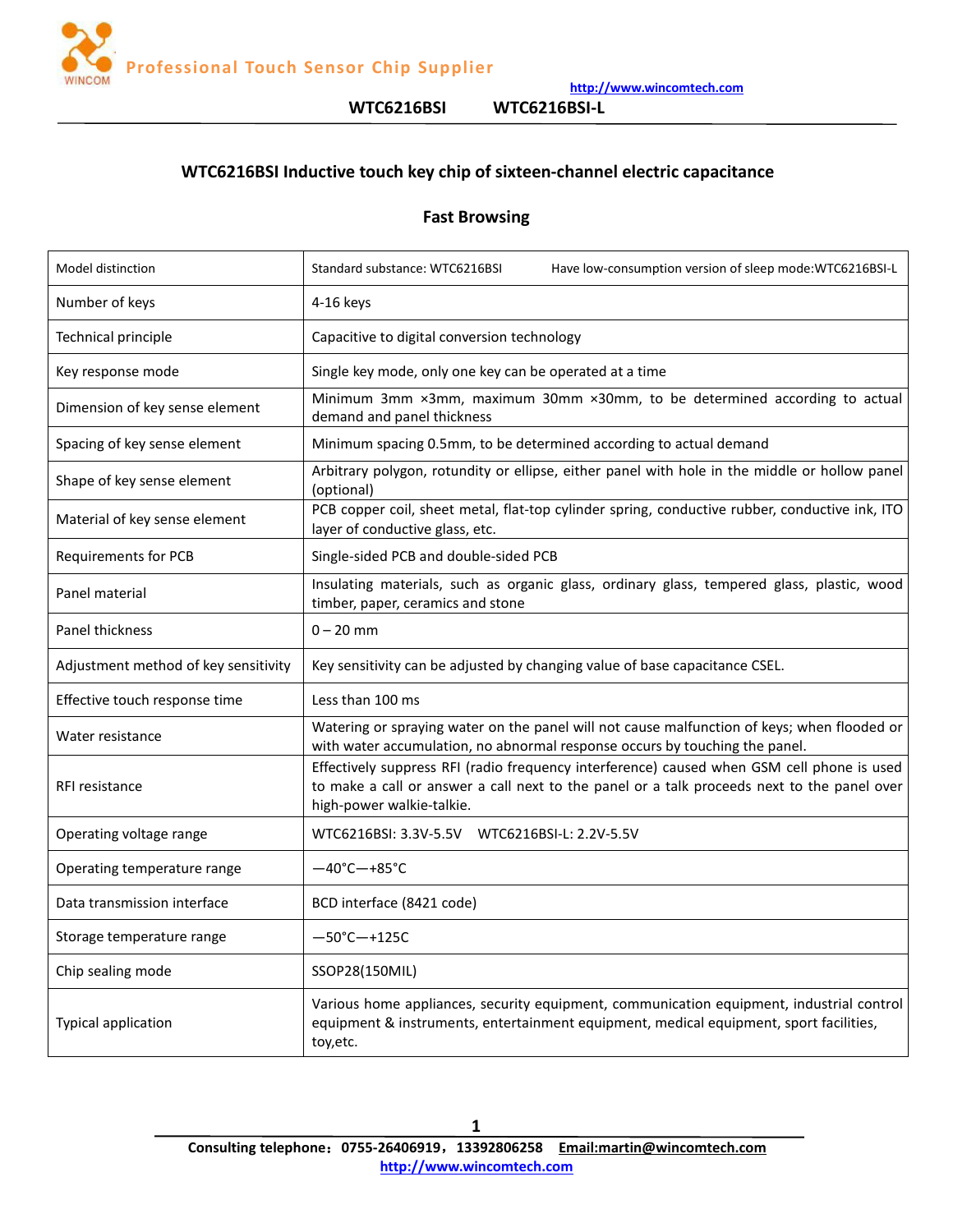**WTC6216BSI        WTC6216BSI-L**

# WTC6216BSI Inductive touch key chip of sixteen-channel electric capacitance

## Fast Browsing

| | |
|---|---|
| Model distinction | Standard substance: WTC6216BSI          Have low-consumption version of sleep mode:WTC6216BSI-L |
| Number of keys | 4-16 keys |
| Technical principle | Capacitive to digital conversion technology |
| Key response mode | Single key mode, only one key can be operated at a time |
| Dimension of key sense element | Minimum 3mm ×3mm, maximum 30mm ×30mm, to be determined according to actual demand and panel thickness |
| Spacing of key sense element | Minimum spacing 0.5mm, to be determined according to actual demand |
| Shape of key sense element | Arbitrary polygon, rotundity or ellipse, either panel with hole in the middle or hollow panel (optional) |
| Material of key sense element | PCB copper coil, sheet metal, flat-top cylinder spring, conductive rubber, conductive ink, ITO layer of conductive glass, etc. |
| Requirements for PCB | Single-sided PCB and double-sided PCB |
| Panel material | Insulating materials, such as organic glass, ordinary glass, tempered glass, plastic, wood timber, paper, ceramics and stone |
| Panel thickness | 0 – 20 mm |
| Adjustment method of key sensitivity | Key sensitivity can be adjusted by changing value of base capacitance CSEL. |
| Effective touch response time | Less than 100 ms |
| Water resistance | Watering or spraying water on the panel will not cause malfunction of keys; when flooded or with water accumulation, no abnormal response occurs by touching the panel. |
| RFI resistance | Effectively suppress RFI (radio frequency interference) caused when GSM cell phone is used to make a call or answer a call next to the panel or a talk proceeds next to the panel over high-power walkie-talkie. |
| Operating voltage range | WTC6216BSI: 3.3V-5.5V    WTC6216BSI-L: 2.2V-5.5V |
| Operating temperature range | —40°C—+85°C |
| Data transmission interface | BCD interface (8421 code) |
| Storage temperature range | —50°C—+125C |
| Chip sealing mode | SSOP28(150MIL) |
| Typical application | Various home appliances, security equipment, communication equipment, industrial control equipment & instruments, entertainment equipment, medical equipment, sport facilities, toy,etc. |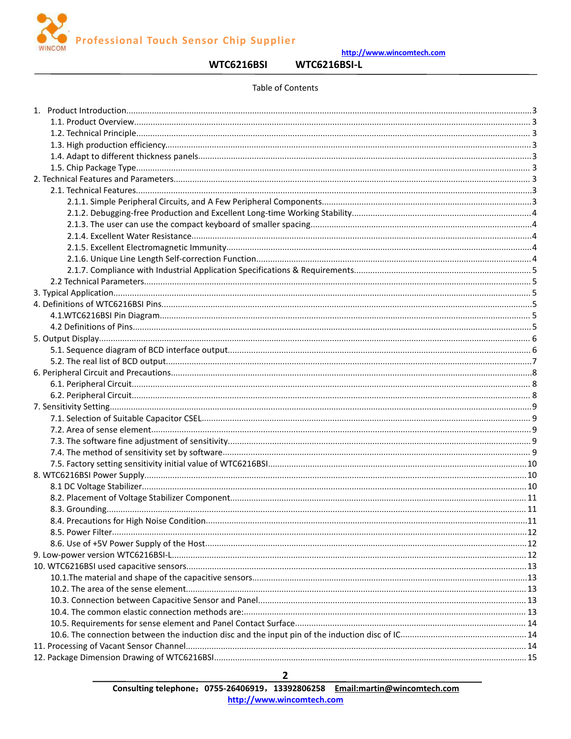Table of Contents

1. Product Introduction ... 3
    - 1.1. Product Overview ... 3
    - 1.2. Technical Principle ... 3
    - 1.3. High production efficiency ... 3
    - 1.4. Adapt to different thickness panels ... 3
    - 1.5. Chip Package Type ... 3
2. Technical Features and Parameters ... 3
    - 2.1. Technical Features ... 3
        - 2.1.1. Simple Peripheral Circuits, and A Few Peripheral Components ... 3
        - 2.1.2. Debugging-free Production and Excellent Long-time Working Stability ... 4
        - 2.1.3. The user can use the compact keyboard of smaller spacing ... 4
        - 2.1.4. Excellent Water Resistance ... 4
        - 2.1.5. Excellent Electromagnetic Immunity ... 4
        - 2.1.6. Unique Line Length Self-correction Function ... 4
        - 2.1.7. Compliance with Industrial Application Specifications & Requirements ... 5
    - 2.2 Technical Parameters ... 5
3. Typical Application ... 5
4. Definitions of WTC6216BSI Pins ... 5
    - 4.1.WTC6216BSI Pin Diagram ... 5
    - 4.2 Definitions of Pins ... 5
5. Output Display ... 6
    - 5.1. Sequence diagram of BCD interface output ... 6
    - 5.2. The real list of BCD output ... 7
6. Peripheral Circuit and Precautions ... 8
    - 6.1. Peripheral Circuit ... 8
    - 6.2. Peripheral Circuit ... 8
7. Sensitivity Setting ... 9
    - 7.1. Selection of Suitable Capacitor CSEL ... 9
    - 7.2. Area of sense element ... 9
    - 7.3. The software fine adjustment of sensitivity ... 9
    - 7.4. The method of sensitivity set by software ... 9
    - 7.5. Factory setting sensitivity initial value of WTC6216BSI ... 10
8. WTC6216BSI Power Supply ... 10
    - 8.1 DC Voltage Stabilizer ... 10
    - 8.2. Placement of Voltage Stabilizer Component ... 11
    - 8.3. Grounding ... 11
    - 8.4. Precautions for High Noise Condition ... 11
    - 8.5. Power Filter ... 12
    - 8.6. Use of +5V Power Supply of the Host ... 12
9. Low-power version WTC6216BSI-L ... 12
10. WTC6216BSI used capacitive sensors ... 13
    - 10.1.The material and shape of the capacitive sensors ... 13
    - 10.2. The area of the sense element ... 13
    - 10.3. Connection between Capacitive Sensor and Panel ... 13
    - 10.4. The common elastic connection methods are: ... 13
    - 10.5. Requirements for sense element and Panel Contact Surface ... 14
    - 10.6. The connection between the induction disc and the input pin of the induction disc of IC ... 14
11. Processing of Vacant Sensor Channel ... 14
12. Package Dimension Drawing of WTC6216BSI ... 15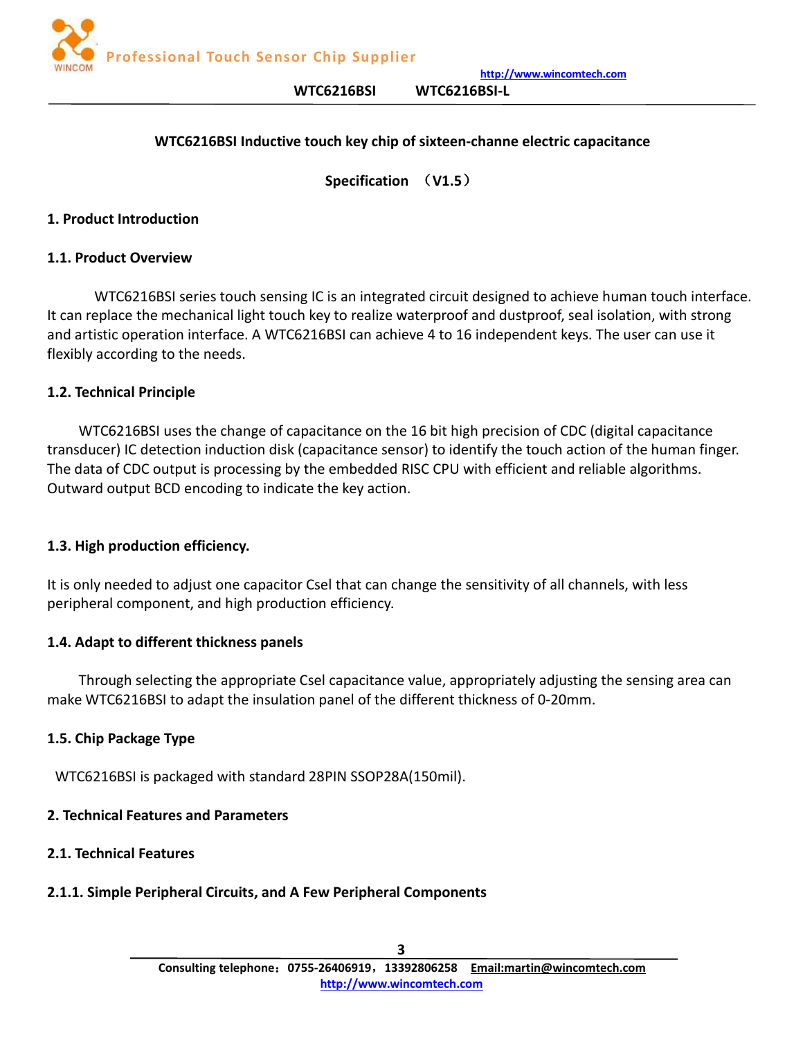WTC6216BSI Inductive touch key chip of sixteen-channe electric capacitance

Specification （V1.5）

## 1. Product Introduction

### 1.1. Product Overview

WTC6216BSI series touch sensing IC is an integrated circuit designed to achieve human touch interface. It can replace the mechanical light touch key to realize waterproof and dustproof, seal isolation, with strong and artistic operation interface. A WTC6216BSI can achieve 4 to 16 independent keys. The user can use it flexibly according to the needs.

### 1.2. Technical Principle

WTC6216BSI uses the change of capacitance on the 16 bit high precision of CDC (digital capacitance transducer) IC detection induction disk (capacitance sensor) to identify the touch action of the human finger. The data of CDC output is processing by the embedded RISC CPU with efficient and reliable algorithms. Outward output BCD encoding to indicate the key action.

### 1.3. High production efficiency.

It is only needed to adjust one capacitor Csel that can change the sensitivity of all channels, with less peripheral component, and high production efficiency.

### 1.4. Adapt to different thickness panels

Through selecting the appropriate Csel capacitance value, appropriately adjusting the sensing area can make WTC6216BSI to adapt the insulation panel of the different thickness of 0-20mm.

### 1.5. Chip Package Type

WTC6216BSI is packaged with standard 28PIN SSOP28A(150mil).

## 2. Technical Features and Parameters

### 2.1. Technical Features

#### 2.1.1. Simple Peripheral Circuits, and A Few Peripheral Components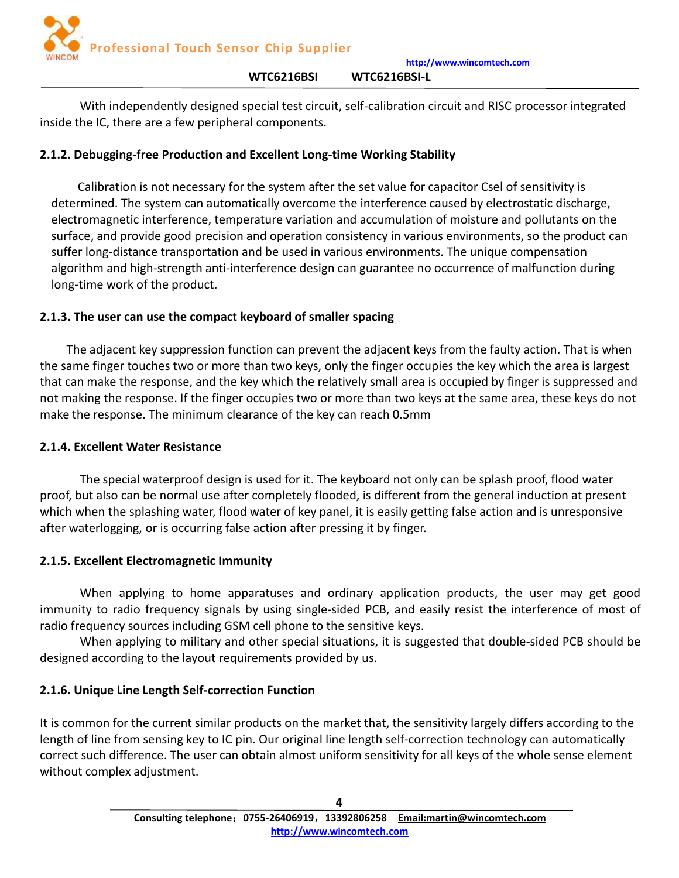With independently designed special test circuit, self-calibration circuit and RISC processor integrated inside the IC, there are a few peripheral components.

### 2.1.2. Debugging-free Production and Excellent Long-time Working Stability

Calibration is not necessary for the system after the set value for capacitor Csel of sensitivity is determined. The system can automatically overcome the interference caused by electrostatic discharge, electromagnetic interference, temperature variation and accumulation of moisture and pollutants on the surface, and provide good precision and operation consistency in various environments, so the product can suffer long-distance transportation and be used in various environments. The unique compensation algorithm and high-strength anti-interference design can guarantee no occurrence of malfunction during long-time work of the product.

### 2.1.3. The user can use the compact keyboard of smaller spacing

The adjacent key suppression function can prevent the adjacent keys from the faulty action. That is when the same finger touches two or more than two keys, only the finger occupies the key which the area is largest that can make the response, and the key which the relatively small area is occupied by finger is suppressed and not making the response. If the finger occupies two or more than two keys at the same area, these keys do not make the response. The minimum clearance of the key can reach 0.5mm

### 2.1.4. Excellent Water Resistance

The special waterproof design is used for it. The keyboard not only can be splash proof, flood water proof, but also can be normal use after completely flooded, is different from the general induction at present which when the splashing water, flood water of key panel, it is easily getting false action and is unresponsive after waterlogging, or is occurring false action after pressing it by finger.

### 2.1.5. Excellent Electromagnetic Immunity

When applying to home apparatuses and ordinary application products, the user may get good immunity to radio frequency signals by using single-sided PCB, and easily resist the interference of most of radio frequency sources including GSM cell phone to the sensitive keys.

When applying to military and other special situations, it is suggested that double-sided PCB should be designed according to the layout requirements provided by us.

### 2.1.6. Unique Line Length Self-correction Function

It is common for the current similar products on the market that, the sensitivity largely differs according to the length of line from sensing key to IC pin. Our original line length self-correction technology can automatically correct such difference. The user can obtain almost uniform sensitivity for all keys of the whole sense element without complex adjustment.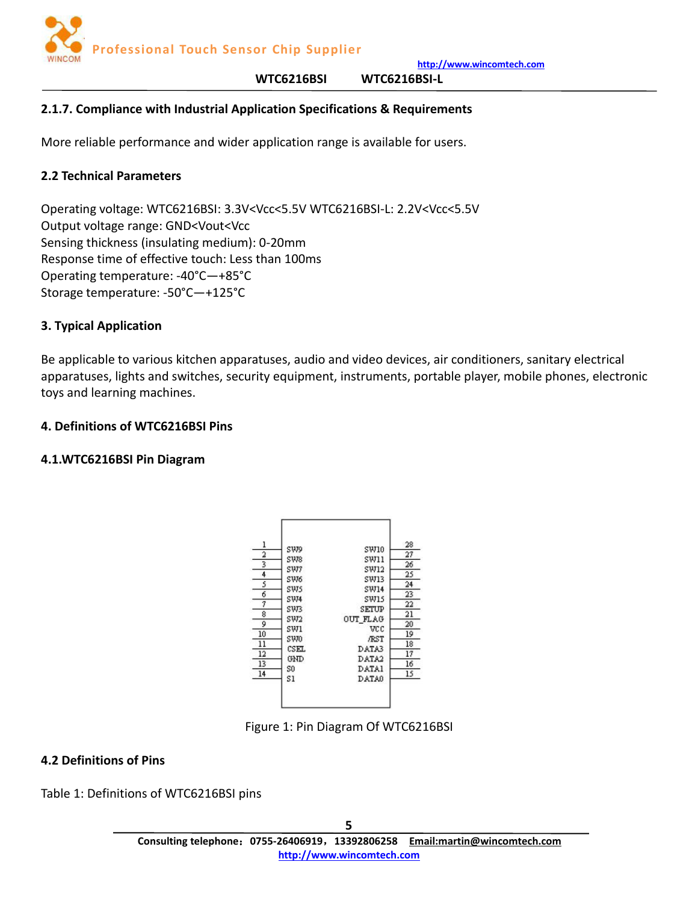#### 2.1.7. Compliance with Industrial Application Specifications & Requirements

More reliable performance and wider application range is available for users.

### 2.2 Technical Parameters

Operating voltage: WTC6216BSI: 3.3V<Vcc<5.5V WTC6216BSI-L: 2.2V<Vcc<5.5V
Output voltage range: GND<Vout<Vcc
Sensing thickness (insulating medium): 0-20mm
Response time of effective touch: Less than 100ms
Operating temperature: -40°C—+85°C
Storage temperature: -50°C—+125°C

## 3. Typical Application

Be applicable to various kitchen apparatuses, audio and video devices, air conditioners, sanitary electrical apparatuses, lights and switches, security equipment, instruments, portable player, mobile phones, electronic toys and learning machines.

## 4. Definitions of WTC6216BSI Pins

### 4.1.WTC6216BSI Pin Diagram

| Pin | Name | Name | Pin |
|---|---|---|---|
| 1 | SW9 | SW10 | 28 |
| 2 | SW8 | SW11 | 27 |
| 3 | SW7 | SW12 | 26 |
| 4 | SW6 | SW13 | 25 |
| 5 | SW5 | SW14 | 24 |
| 6 | SW4 | SW15 | 23 |
| 7 | SW3 | SETUP | 22 |
| 8 | SW2 | OUT_FLAG | 21 |
| 9 | SW1 | VCC | 20 |
| 10 | SW0 | /RST | 19 |
| 11 | CSEL | DATA3 | 18 |
| 12 | GND | DATA2 | 17 |
| 13 | S0 | DATA1 | 16 |
| 14 | S1 | DATA0 | 15 |

Figure 1: Pin Diagram Of WTC6216BSI

### 4.2 Definitions of Pins

Table 1: Definitions of WTC6216BSI pins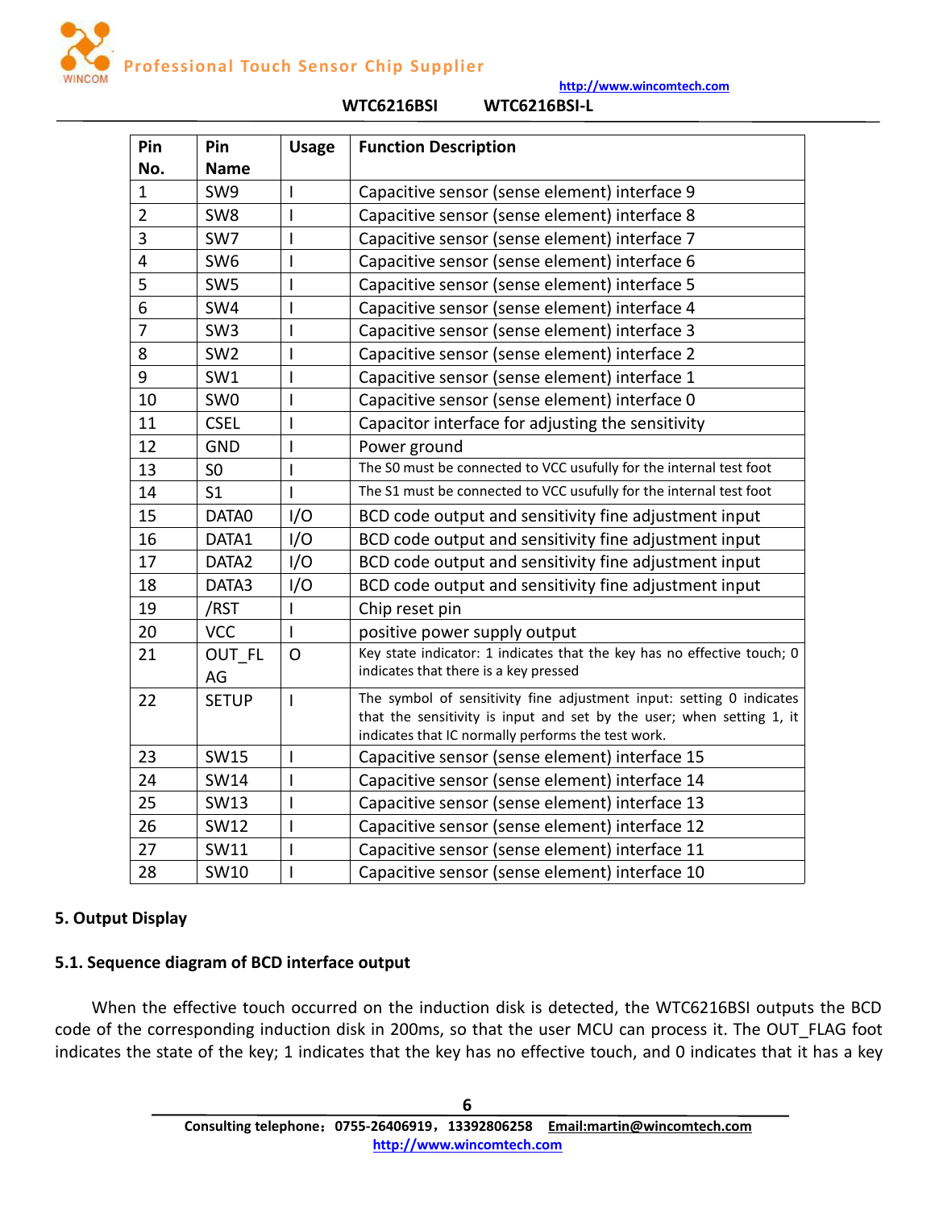| Pin No. | Pin Name | Usage | Function Description |
|---|---|---|---|
| 1 | SW9 | I | Capacitive sensor (sense element) interface 9 |
| 2 | SW8 | I | Capacitive sensor (sense element) interface 8 |
| 3 | SW7 | I | Capacitive sensor (sense element) interface 7 |
| 4 | SW6 | I | Capacitive sensor (sense element) interface 6 |
| 5 | SW5 | I | Capacitive sensor (sense element) interface 5 |
| 6 | SW4 | I | Capacitive sensor (sense element) interface 4 |
| 7 | SW3 | I | Capacitive sensor (sense element) interface 3 |
| 8 | SW2 | I | Capacitive sensor (sense element) interface 2 |
| 9 | SW1 | I | Capacitive sensor (sense element) interface 1 |
| 10 | SW0 | I | Capacitive sensor (sense element) interface 0 |
| 11 | CSEL | I | Capacitor interface for adjusting the sensitivity |
| 12 | GND | I | Power ground |
| 13 | S0 | I | The S0 must be connected to VCC usufully for the internal test foot |
| 14 | S1 | I | The S1 must be connected to VCC usufully for the internal test foot |
| 15 | DATA0 | I/O | BCD code output and sensitivity fine adjustment input |
| 16 | DATA1 | I/O | BCD code output and sensitivity fine adjustment input |
| 17 | DATA2 | I/O | BCD code output and sensitivity fine adjustment input |
| 18 | DATA3 | I/O | BCD code output and sensitivity fine adjustment input |
| 19 | /RST | I | Chip reset pin |
| 20 | VCC | I | positive power supply output |
| 21 | OUT_FLAG | O | Key state indicator: 1 indicates that the key has no effective touch; 0 indicates that there is a key pressed |
| 22 | SETUP | I | The symbol of sensitivity fine adjustment input: setting 0 indicates that the sensitivity is input and set by the user; when setting 1, it indicates that IC normally performs the test work. |
| 23 | SW15 | I | Capacitive sensor (sense element) interface 15 |
| 24 | SW14 | I | Capacitive sensor (sense element) interface 14 |
| 25 | SW13 | I | Capacitive sensor (sense element) interface 13 |
| 26 | SW12 | I | Capacitive sensor (sense element) interface 12 |
| 27 | SW11 | I | Capacitive sensor (sense element) interface 11 |
| 28 | SW10 | I | Capacitive sensor (sense element) interface 10 |

## 5. Output Display

### 5.1. Sequence diagram of BCD interface output

When the effective touch occurred on the induction disk is detected, the WTC6216BSI outputs the BCD code of the corresponding induction disk in 200ms, so that the user MCU can process it. The OUT_FLAG foot indicates the state of the key; 1 indicates that the key has no effective touch, and 0 indicates that it has a key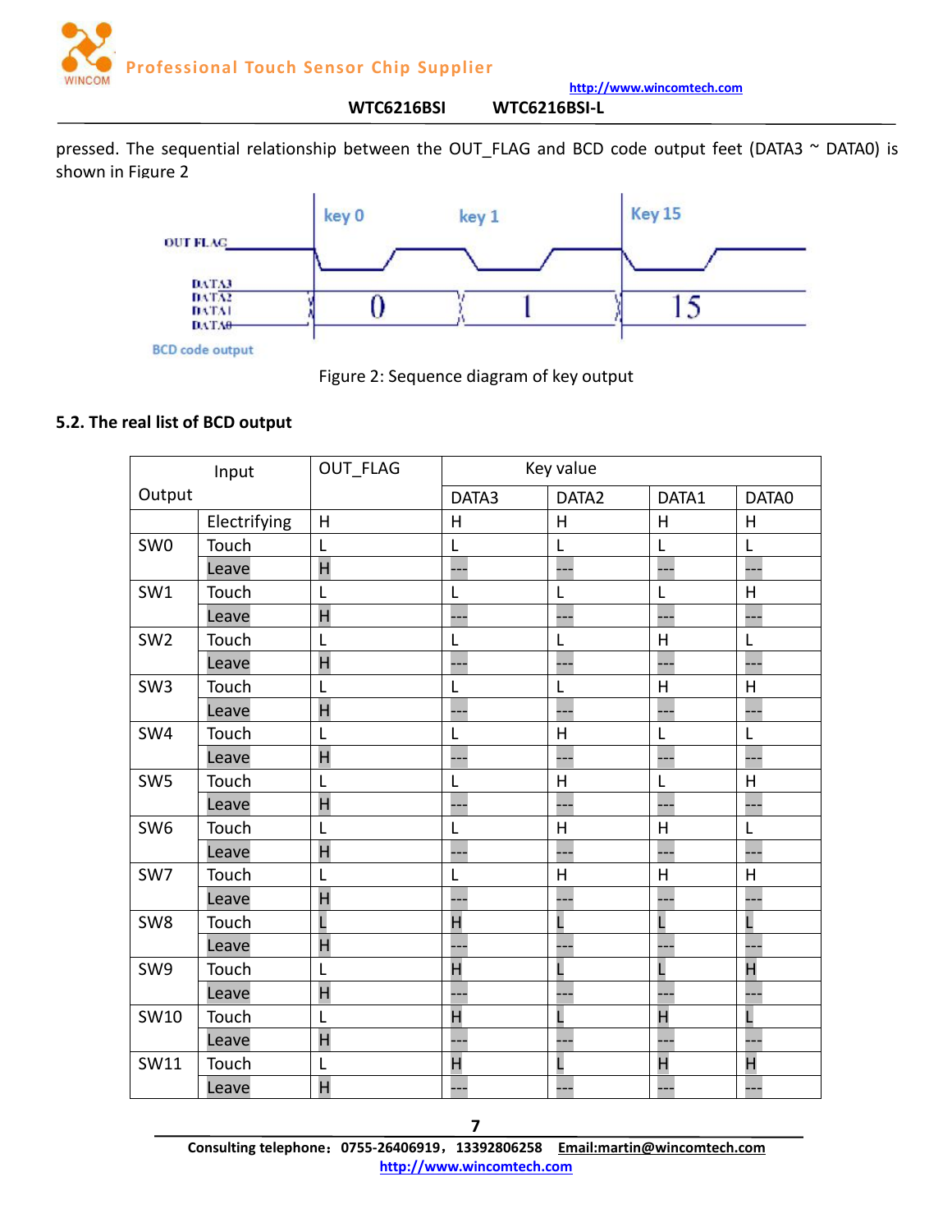pressed. The sequential relationship between the OUT_FLAG and BCD code output feet (DATA3 ~ DATA0) is shown in Figure 2

Figure 2: Sequence diagram of key output

### 5.2. The real list of BCD output

| Output | Input | OUT_FLAG | Key value | | | |
|---|---|---|---|---|---|---|
| | | | DATA3 | DATA2 | DATA1 | DATA0 |
| | Electrifying | H | H | H | H | H |
| SW0 | Touch | L | L | L | L | L |
| | Leave | H | --- | --- | --- | --- |
| SW1 | Touch | L | L | L | L | H |
| | Leave | H | --- | --- | --- | --- |
| SW2 | Touch | L | L | L | H | L |
| | Leave | H | --- | --- | --- | --- |
| SW3 | Touch | L | L | L | H | H |
| | Leave | H | --- | --- | --- | --- |
| SW4 | Touch | L | L | H | L | L |
| | Leave | H | --- | --- | --- | --- |
| SW5 | Touch | L | L | H | L | H |
| | Leave | H | --- | --- | --- | --- |
| SW6 | Touch | L | L | H | H | L |
| | Leave | H | --- | --- | --- | --- |
| SW7 | Touch | L | L | H | H | H |
| | Leave | H | --- | --- | --- | --- |
| SW8 | Touch | L | H | L | L | L |
| | Leave | H | --- | --- | --- | --- |
| SW9 | Touch | L | H | L | L | H |
| | Leave | H | --- | --- | --- | --- |
| SW10 | Touch | L | H | L | H | L |
| | Leave | H | --- | --- | --- | --- |
| SW11 | Touch | L | H | L | H | H |
| | Leave | H | --- | --- | --- | --- |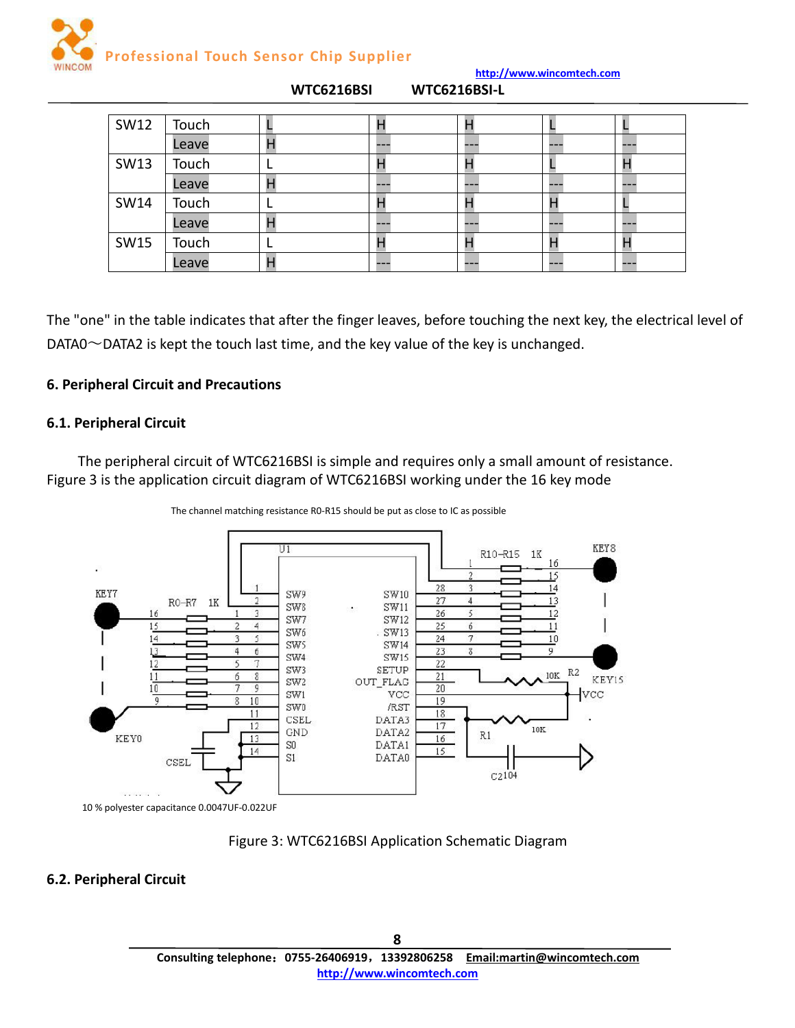| SW12 | Touch | L | H | H | L | L |
|---|---|---|---|---|---|---|
| | Leave | H | --- | --- | --- | --- |
| SW13 | Touch | L | H | H | L | H |
| | Leave | H | --- | --- | --- | --- |
| SW14 | Touch | L | H | H | H | L |
| | Leave | H | --- | --- | --- | --- |
| SW15 | Touch | L | H | H | H | H |
| | Leave | H | --- | --- | --- | --- |

The "one" in the table indicates that after the finger leaves, before touching the next key, the electrical level of DATA0～DATA2 is kept the touch last time, and the key value of the key is unchanged.

## 6. Peripheral Circuit and Precautions

### 6.1. Peripheral Circuit

The peripheral circuit of WTC6216BSI is simple and requires only a small amount of resistance. Figure 3 is the application circuit diagram of WTC6216BSI working under the 16 key mode

The channel matching resistance R0-R15 should be put as close to IC as possible

10 % polyester capacitance 0.0047UF-0.022UF

Figure 3: WTC6216BSI Application Schematic Diagram

### 6.2. Peripheral Circuit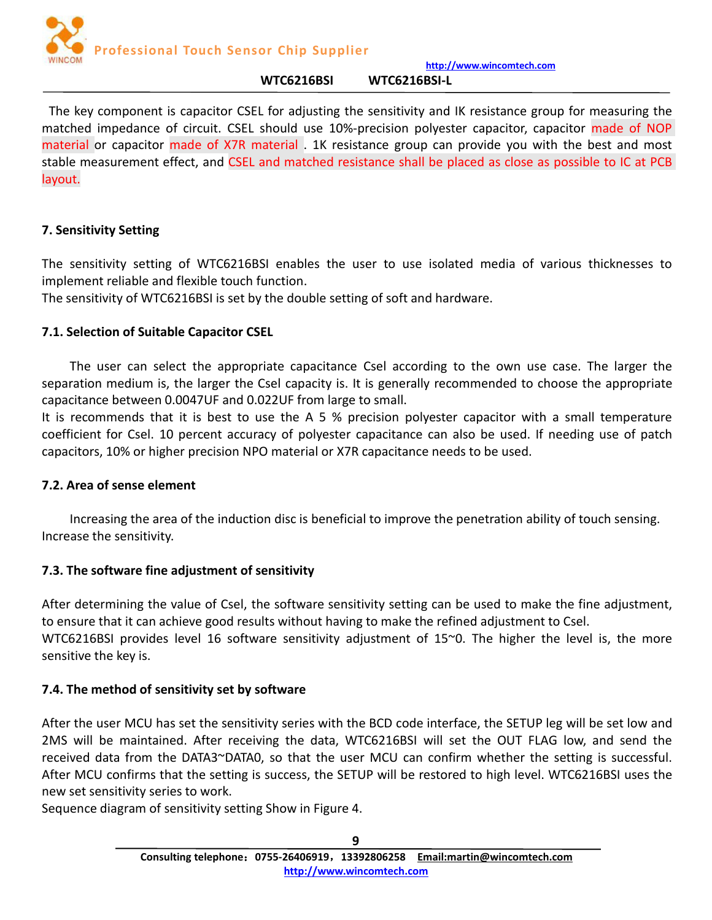The key component is capacitor CSEL for adjusting the sensitivity and IK resistance group for measuring the matched impedance of circuit. CSEL should use 10%-precision polyester capacitor, capacitor made of NOP material or capacitor made of X7R material . 1K resistance group can provide you with the best and most stable measurement effect, and CSEL and matched resistance shall be placed as close as possible to IC at PCB layout.

## 7. Sensitivity Setting

The sensitivity setting of WTC6216BSI enables the user to use isolated media of various thicknesses to implement reliable and flexible touch function.
The sensitivity of WTC6216BSI is set by the double setting of soft and hardware.

### 7.1. Selection of Suitable Capacitor CSEL

The user can select the appropriate capacitance Csel according to the own use case. The larger the separation medium is, the larger the Csel capacity is. It is generally recommended to choose the appropriate capacitance between 0.0047UF and 0.022UF from large to small.
It is recommends that it is best to use the A 5 % precision polyester capacitor with a small temperature coefficient for Csel. 10 percent accuracy of polyester capacitance can also be used. If needing use of patch capacitors, 10% or higher precision NPO material or X7R capacitance needs to be used.

### 7.2. Area of sense element

Increasing the area of the induction disc is beneficial to improve the penetration ability of touch sensing. Increase the sensitivity.

### 7.3. The software fine adjustment of sensitivity

After determining the value of Csel, the software sensitivity setting can be used to make the fine adjustment, to ensure that it can achieve good results without having to make the refined adjustment to Csel.
WTC6216BSI provides level 16 software sensitivity adjustment of 15~0. The higher the level is, the more sensitive the key is.

### 7.4. The method of sensitivity set by software

After the user MCU has set the sensitivity series with the BCD code interface, the SETUP leg will be set low and 2MS will be maintained. After receiving the data, WTC6216BSI will set the OUT FLAG low, and send the received data from the DATA3~DATA0, so that the user MCU can confirm whether the setting is successful. After MCU confirms that the setting is success, the SETUP will be restored to high level. WTC6216BSI uses the new set sensitivity series to work.
Sequence diagram of sensitivity setting Show in Figure 4.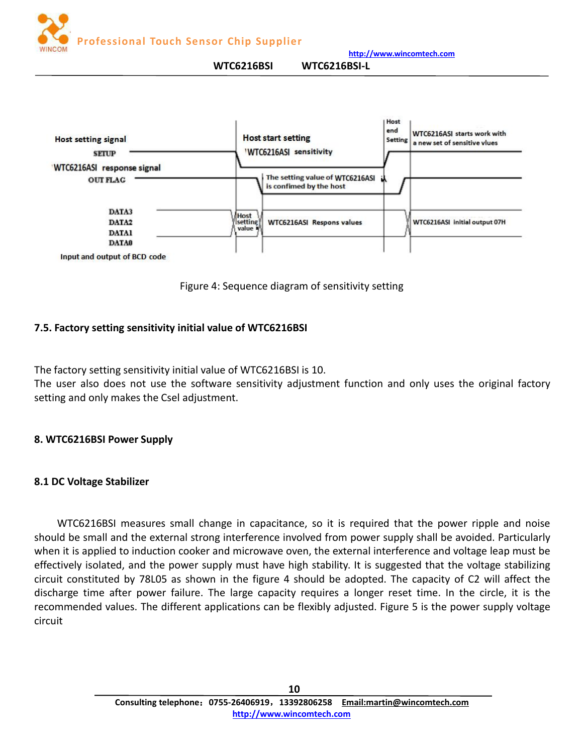Figure 4: Sequence diagram of sensitivity setting

### 7.5. Factory setting sensitivity initial value of WTC6216BSI

The factory setting sensitivity initial value of WTC6216BSI is 10.
The user also does not use the software sensitivity adjustment function and only uses the original factory setting and only makes the Csel adjustment.

## 8. WTC6216BSI Power Supply

### 8.1 DC Voltage Stabilizer

WTC6216BSI measures small change in capacitance, so it is required that the power ripple and noise should be small and the external strong interference involved from power supply shall be avoided. Particularly when it is applied to induction cooker and microwave oven, the external interference and voltage leap must be effectively isolated, and the power supply must have high stability. It is suggested that the voltage stabilizing circuit constituted by 78L05 as shown in the figure 4 should be adopted. The capacity of C2 will affect the discharge time after power failure. The large capacity requires a longer reset time. In the circle, it is the recommended values. The different applications can be flexibly adjusted. Figure 5 is the power supply voltage circuit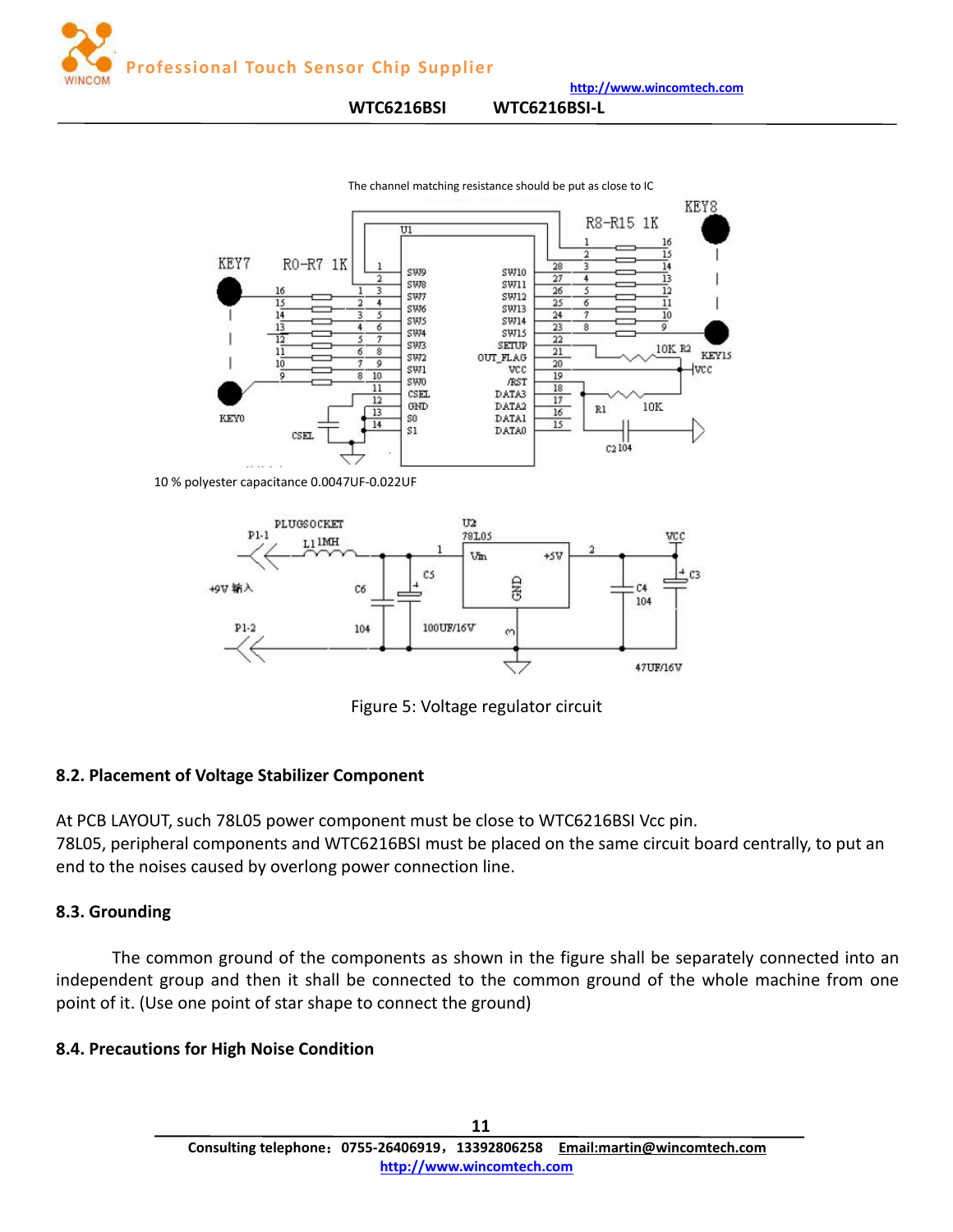The channel matching resistance should be put as close to IC

10 % polyester capacitance 0.0047UF-0.022UF

Figure 5: Voltage regulator circuit

### 8.2. Placement of Voltage Stabilizer Component

At PCB LAYOUT, such 78L05 power component must be close to WTC6216BSI Vcc pin.
78L05, peripheral components and WTC6216BSI must be placed on the same circuit board centrally, to put an end to the noises caused by overlong power connection line.

### 8.3. Grounding

The common ground of the components as shown in the figure shall be separately connected into an independent group and then it shall be connected to the common ground of the whole machine from one point of it. (Use one point of star shape to connect the ground)

### 8.4. Precautions for High Noise Condition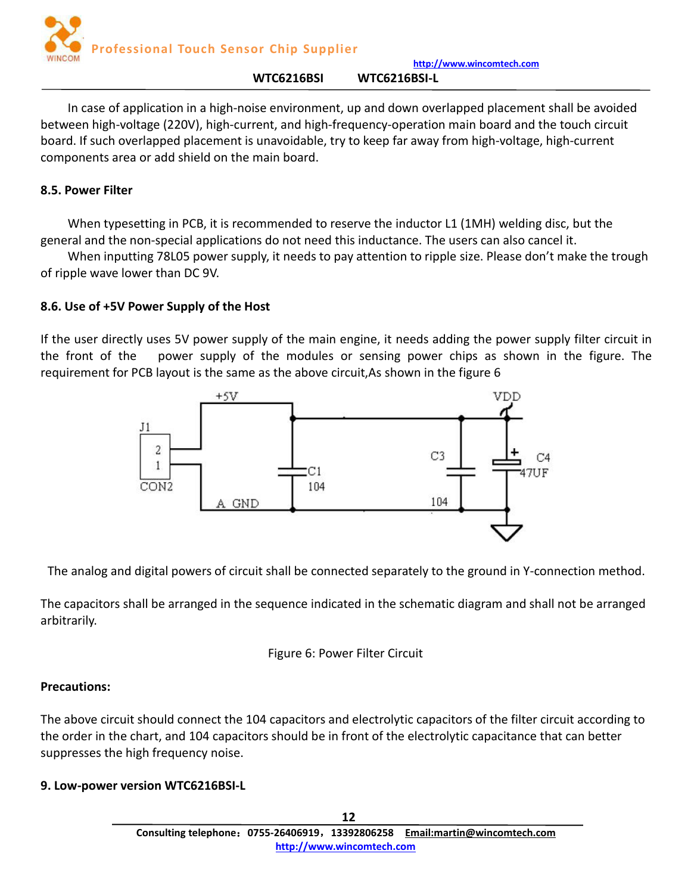In case of application in a high-noise environment, up and down overlapped placement shall be avoided between high-voltage (220V), high-current, and high-frequency-operation main board and the touch circuit board. If such overlapped placement is unavoidable, try to keep far away from high-voltage, high-current components area or add shield on the main board.

### 8.5. Power Filter

When typesetting in PCB, it is recommended to reserve the inductor L1 (1MH) welding disc, but the general and the non-special applications do not need this inductance. The users can also cancel it.

When inputting 78L05 power supply, it needs to pay attention to ripple size. Please don't make the trough of ripple wave lower than DC 9V.

### 8.6. Use of +5V Power Supply of the Host

If the user directly uses 5V power supply of the main engine, it needs adding the power supply filter circuit in the front of the power supply of the modules or sensing power chips as shown in the figure. The requirement for PCB layout is the same as the above circuit,As shown in the figure 6

The analog and digital powers of circuit shall be connected separately to the ground in Y-connection method.

The capacitors shall be arranged in the sequence indicated in the schematic diagram and shall not be arranged arbitrarily.

Figure 6: Power Filter Circuit

**Precautions:**

The above circuit should connect the 104 capacitors and electrolytic capacitors of the filter circuit according to the order in the chart, and 104 capacitors should be in front of the electrolytic capacitance that can better suppresses the high frequency noise.

## 9. Low-power version WTC6216BSI-L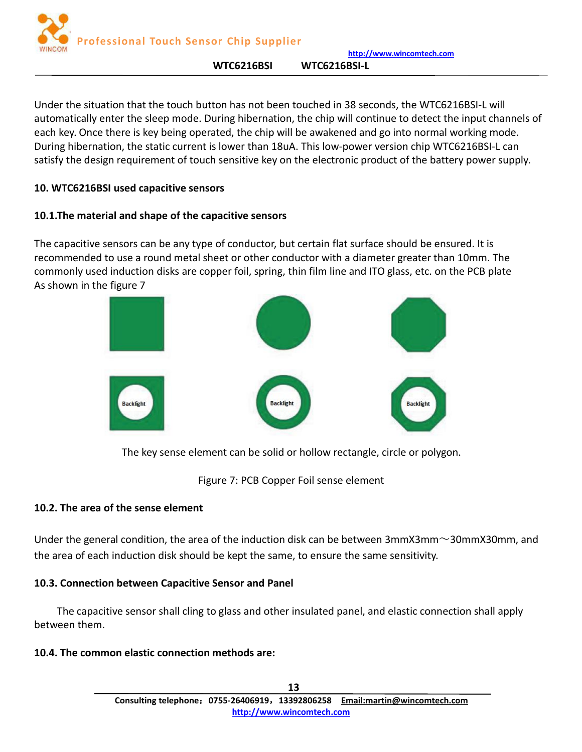Under the situation that the touch button has not been touched in 38 seconds, the WTC6216BSI-L will automatically enter the sleep mode. During hibernation, the chip will continue to detect the input channels of each key. Once there is key being operated, the chip will be awakened and go into normal working mode. During hibernation, the static current is lower than 18uA. This low-power version chip WTC6216BSI-L can satisfy the design requirement of touch sensitive key on the electronic product of the battery power supply.

## 10. WTC6216BSI used capacitive sensors

### 10.1.The material and shape of the capacitive sensors

The capacitive sensors can be any type of conductor, but certain flat surface should be ensured. It is recommended to use a round metal sheet or other conductor with a diameter greater than 10mm. The commonly used induction disks are copper foil, spring, thin film line and ITO glass, etc. on the PCB plate As shown in the figure 7

Backlight Backlight Backlight

The key sense element can be solid or hollow rectangle, circle or polygon.

Figure 7: PCB Copper Foil sense element

### 10.2. The area of the sense element

Under the general condition, the area of the induction disk can be between 3mmX3mm～30mmX30mm, and the area of each induction disk should be kept the same, to ensure the same sensitivity.

### 10.3. Connection between Capacitive Sensor and Panel

The capacitive sensor shall cling to glass and other insulated panel, and elastic connection shall apply between them.

### 10.4. The common elastic connection methods are: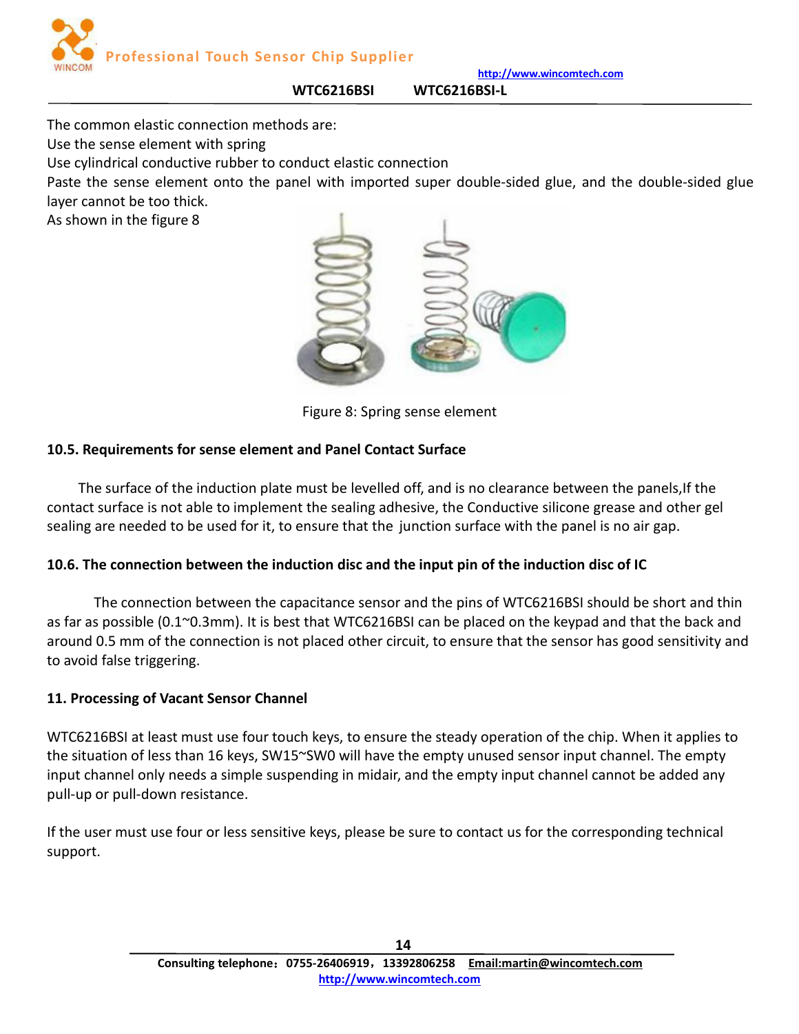The common elastic connection methods are:
Use the sense element with spring
Use cylindrical conductive rubber to conduct elastic connection
Paste the sense element onto the panel with imported super double-sided glue, and the double-sided glue layer cannot be too thick.
As shown in the figure 8

Figure 8: Spring sense element

### 10.5. Requirements for sense element and Panel Contact Surface

The surface of the induction plate must be levelled off, and is no clearance between the panels,If the contact surface is not able to implement the sealing adhesive, the Conductive silicone grease and other gel sealing are needed to be used for it, to ensure that the junction surface with the panel is no air gap.

### 10.6. The connection between the induction disc and the input pin of the induction disc of IC

The connection between the capacitance sensor and the pins of WTC6216BSI should be short and thin as far as possible (0.1~0.3mm). It is best that WTC6216BSI can be placed on the keypad and that the back and around 0.5 mm of the connection is not placed other circuit, to ensure that the sensor has good sensitivity and to avoid false triggering.

## 11. Processing of Vacant Sensor Channel

WTC6216BSI at least must use four touch keys, to ensure the steady operation of the chip. When it applies to the situation of less than 16 keys, SW15~SW0 will have the empty unused sensor input channel. The empty input channel only needs a simple suspending in midair, and the empty input channel cannot be added any pull-up or pull-down resistance.

If the user must use four or less sensitive keys, please be sure to contact us for the corresponding technical support.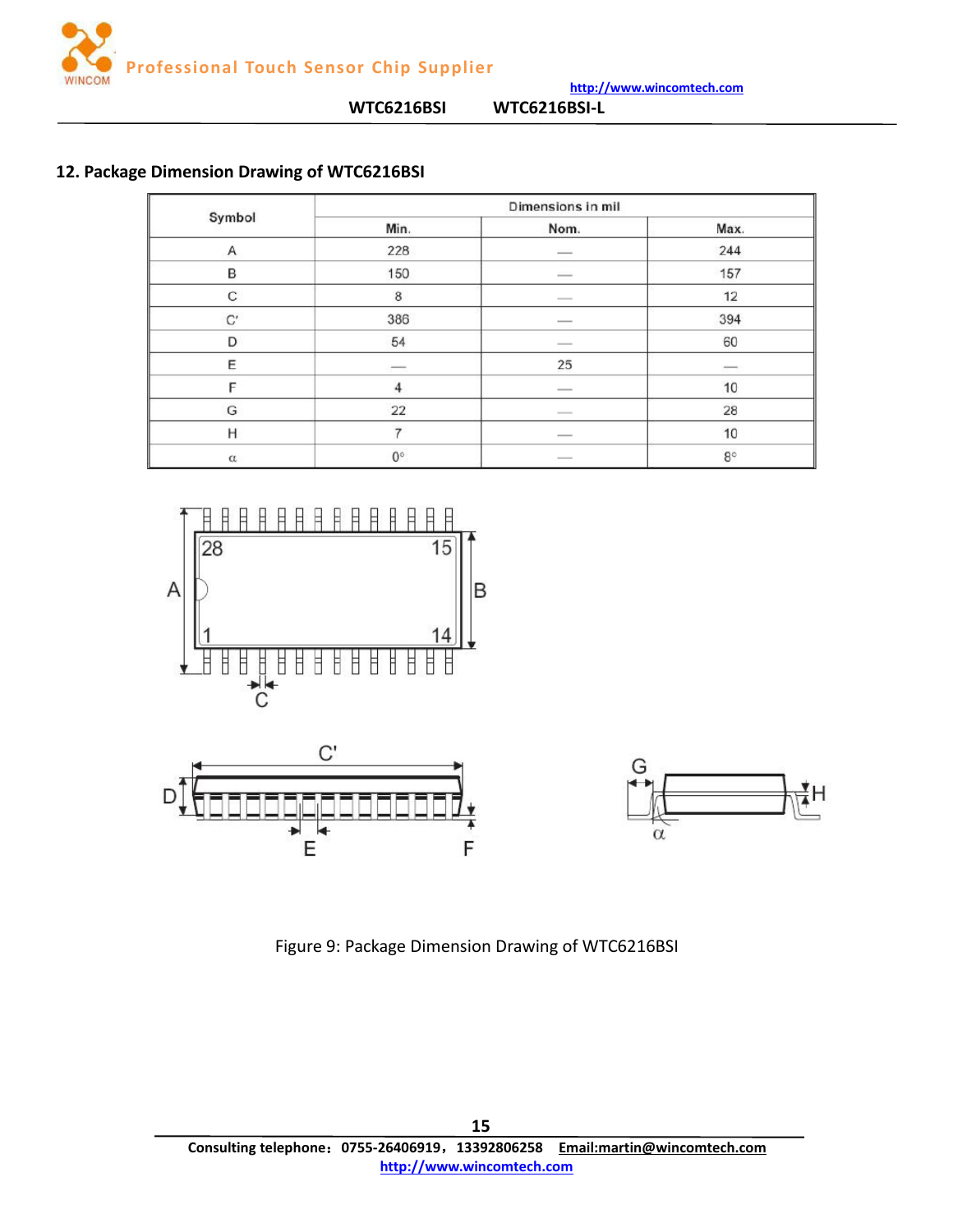## 12. Package Dimension Drawing of WTC6216BSI

| Symbol | Dimensions in mil | | |
|---|---|---|---|
| | Min. | Nom. | Max. |
| A | 228 | — | 244 |
| B | 150 | — | 157 |
| C | 8 | — | 12 |
| C' | 386 | — | 394 |
| D | 54 | — | 60 |
| E | — | 25 | — |
| F | 4 | — | 10 |
| G | 22 | — | 28 |
| H | 7 | — | 10 |
| α | 0° | — | 8° |

28
15
A
B
1
14
C
C'
D
E
F
G
H
α

Figure 9: Package Dimension Drawing of WTC6216BSI